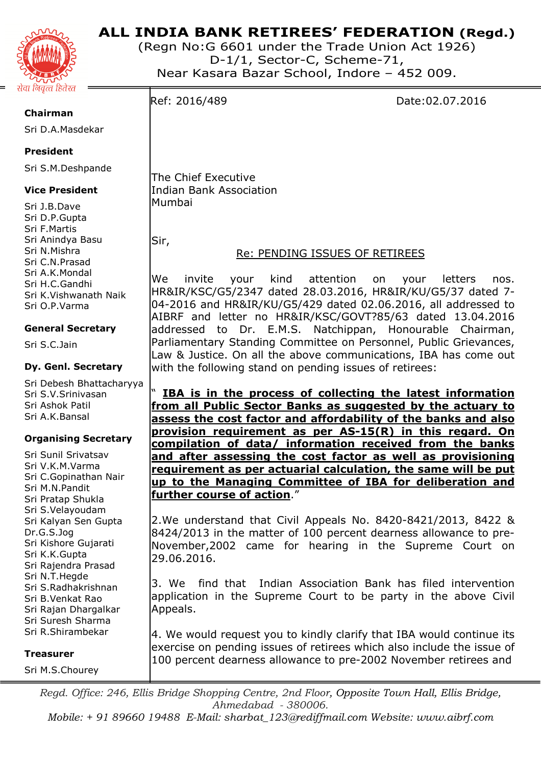# ALL INDIA BANK RETIREES' FEDERATION (Regd.)

(Regn No:G 6601 under the Trade Union Act 1926)
D-1/1, Sector-C, Scheme-71,
Near Kasara Bazar School, Indore – 452 009.

सेवा निवृत्त हितरत

**Chairman**
Sri D.A.Masdekar

**President**
Sri S.M.Deshpande

**Vice President**
Sri J.B.Dave
Sri D.P.Gupta
Sri F.Martis
Sri Anindya Basu
Sri N.Mishra
Sri C.N.Prasad
Sri A.K.Mondal
Sri H.C.Gandhi
Sri K.Vishwanath Naik
Sri O.P.Varma

**General Secretary**
Sri S.C.Jain

**Dy. Genl. Secretary**
Sri Debesh Bhattacharyya
Sri S.V.Srinivasan
Sri Ashok Patil
Sri A.K.Bansal

**Organising Secretary**
Sri Sunil Srivatsav
Sri V.K.M.Varma
Sri C.Gopinathan Nair
Sri M.N.Pandit
Sri Pratap Shukla
Sri S.Velayoudam
Sri Kalyan Sen Gupta
Dr.G.S.Jog
Sri Kishore Gujarati
Sri K.K.Gupta
Sri Rajendra Prasad
Sri N.T.Hegde
Sri S.Radhakrishnan
Sri B.Venkat Rao
Sri Rajan Dhargalkar
Sri Suresh Sharma
Sri R.Shirambekar

**Treasurer**
Sri M.S.Chourey

---

Ref: 2016/489 Date:02.07.2016

The Chief Executive
Indian Bank Association
Mumbai

Sir,

Re: PENDING ISSUES OF RETIREES

We invite your kind attention on your letters nos. HR&IR/KSC/G5/2347 dated 28.03.2016, HR&IR/KU/G5/37 dated 7-04-2016 and HR&IR/KU/G5/429 dated 02.06.2016, all addressed to AIBRF and letter no HR&IR/KSC/GOVT?85/63 dated 13.04.2016 addressed to Dr. E.M.S. Natchippan, Honourable Chairman, Parliamentary Standing Committee on Personnel, Public Grievances, Law & Justice. On all the above communications, IBA has come out with the following stand on pending issues of retirees:

" **IBA is in the process of collecting the latest information from all Public Sector Banks as suggested by the actuary to assess the cost factor and affordability of the banks and also provision requirement as per AS-15(R) in this regard. On compilation of data/ information received from the banks and after assessing the cost factor as well as provisioning requirement as per actuarial calculation, the same will be put up to the Managing Committee of IBA for deliberation and further course of action**."

2.We understand that Civil Appeals No. 8420-8421/2013, 8422 & 8424/2013 in the matter of 100 percent dearness allowance to pre-November,2002 came for hearing in the Supreme Court on 29.06.2016.

3. We find that Indian Association Bank has filed intervention application in the Supreme Court to be party in the above Civil Appeals.

4. We would request you to kindly clarify that IBA would continue its exercise on pending issues of retirees which also include the issue of 100 percent dearness allowance to pre-2002 November retirees and

---

*Regd. Office: 246, Ellis Bridge Shopping Centre, 2nd Floor, Opposite Town Hall, Ellis Bridge, Ahmedabad - 380006.*
*Mobile: + 91 89660 19488 E-Mail: sharbat_123@rediffmail.com Website: www.aibrf.com*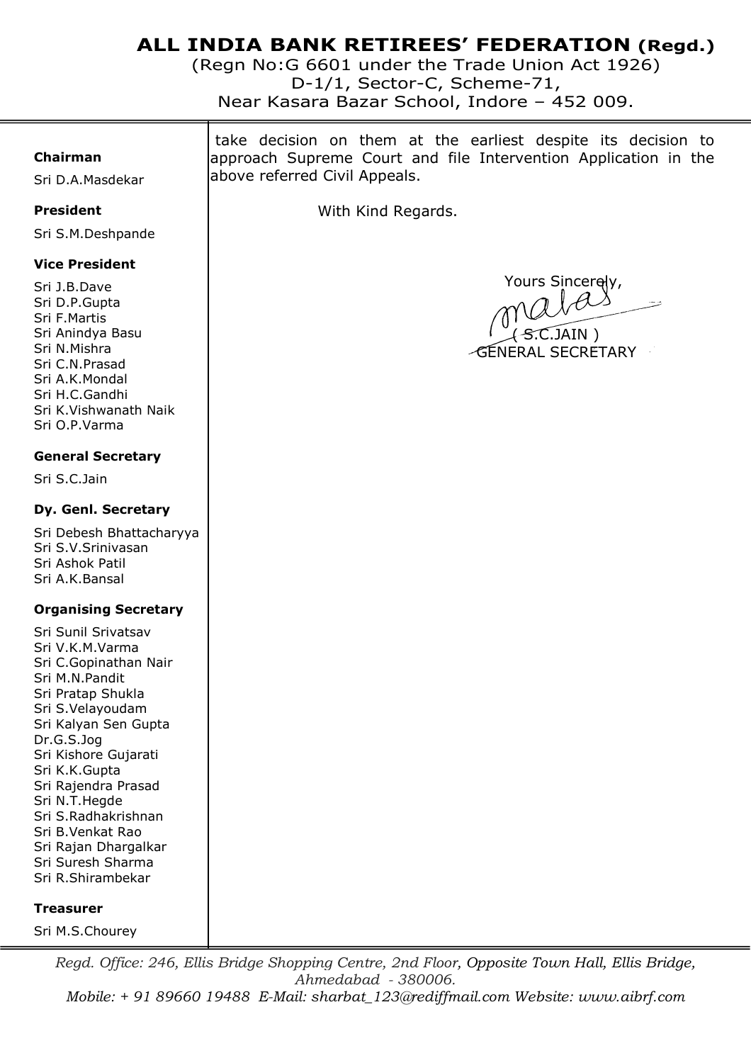# ALL INDIA BANK RETIREES' FEDERATION (Regd.)

(Regn No:G 6601 under the Trade Union Act 1926)
D-1/1, Sector-C, Scheme-71,
Near Kasara Bazar School, Indore – 452 009.

**Chairman**

Sri D.A.Masdekar

**President**

Sri S.M.Deshpande

**Vice President**

Sri J.B.Dave
Sri D.P.Gupta
Sri F.Martis
Sri Anindya Basu
Sri N.Mishra
Sri C.N.Prasad
Sri A.K.Mondal
Sri H.C.Gandhi
Sri K.Vishwanath Naik
Sri O.P.Varma

**General Secretary**

Sri S.C.Jain

**Dy. Genl. Secretary**

Sri Debesh Bhattacharyya
Sri S.V.Srinivasan
Sri Ashok Patil
Sri A.K.Bansal

**Organising Secretary**

Sri Sunil Srivatsav
Sri V.K.M.Varma
Sri C.Gopinathan Nair
Sri M.N.Pandit
Sri Pratap Shukla
Sri S.Velayoudam
Sri Kalyan Sen Gupta
Dr.G.S.Jog
Sri Kishore Gujarati
Sri K.K.Gupta
Sri Rajendra Prasad
Sri N.T.Hegde
Sri S.Radhakrishnan
Sri B.Venkat Rao
Sri Rajan Dhargalkar
Sri Suresh Sharma
Sri R.Shirambekar

**Treasurer**

Sri M.S.Chourey

take decision on them at the earliest despite its decision to approach Supreme Court and file Intervention Application in the above referred Civil Appeals.

With Kind Regards.

Yours Sincerely,

( S.C.JAIN )
GENERAL SECRETARY

*Regd. Office: 246, Ellis Bridge Shopping Centre, 2nd Floor, Opposite Town Hall, Ellis Bridge, Ahmedabad - 380006.*
*Mobile: + 91 89660 19488 E-Mail: sharbat_123@rediffmail.com Website: www.aibrf.com*